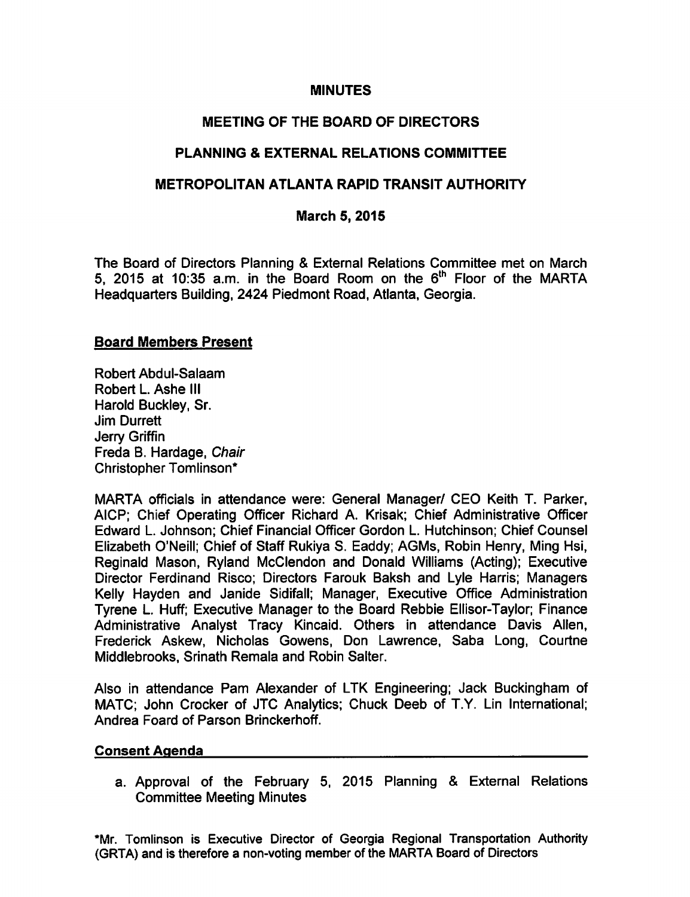# MINUTES

## MEETING OF THE BOARD OF DIRECTORS

## PLANNING & EXTERNAL RELATIONS COMMITTEE

## METROPOLITAN ATLANTA RAPID TRANSIT AUTHORITY

### March 5, 2015

The Board of Directors Planning & External Relations Committee met on March 5, 2015 at 10:35 a.m. in the Board Room on the 6th Floor of the MARTA Headquarters Building, 2424 Piedmont Road, Atlanta, Georgia.

**Board Members Present**

Robert Abdul-Salaam
Robert L. Ashe III
Harold Buckley, Sr.
Jim Durrett
Jerry Griffin
Freda B. Hardage, *Chair*
Christopher Tomlinson*

MARTA officials in attendance were: General Manager/ CEO Keith T. Parker, AICP; Chief Operating Officer Richard A. Krisak; Chief Administrative Officer Edward L. Johnson; Chief Financial Officer Gordon L. Hutchinson; Chief Counsel Elizabeth O'Neill; Chief of Staff Rukiya S. Eaddy; AGMs, Robin Henry, Ming Hsi, Reginald Mason, Ryland McClendon and Donald Williams (Acting); Executive Director Ferdinand Risco; Directors Farouk Baksh and Lyle Harris; Managers Kelly Hayden and Janide Sidifall; Manager, Executive Office Administration Tyrene L. Huff; Executive Manager to the Board Rebbie Ellisor-Taylor; Finance Administrative Analyst Tracy Kincaid. Others in attendance Davis Allen, Frederick Askew, Nicholas Gowens, Don Lawrence, Saba Long, Courtne Middlebrooks, Srinath Remala and Robin Salter.

Also in attendance Pam Alexander of LTK Engineering; Jack Buckingham of MATC; John Crocker of JTC Analytics; Chuck Deeb of T.Y. Lin International; Andrea Foard of Parson Brinckerhoff.

**Consent Agenda**

a. Approval of the February 5, 2015 Planning & External Relations Committee Meeting Minutes

*Mr. Tomlinson is Executive Director of Georgia Regional Transportation Authority (GRTA) and is therefore a non-voting member of the MARTA Board of Directors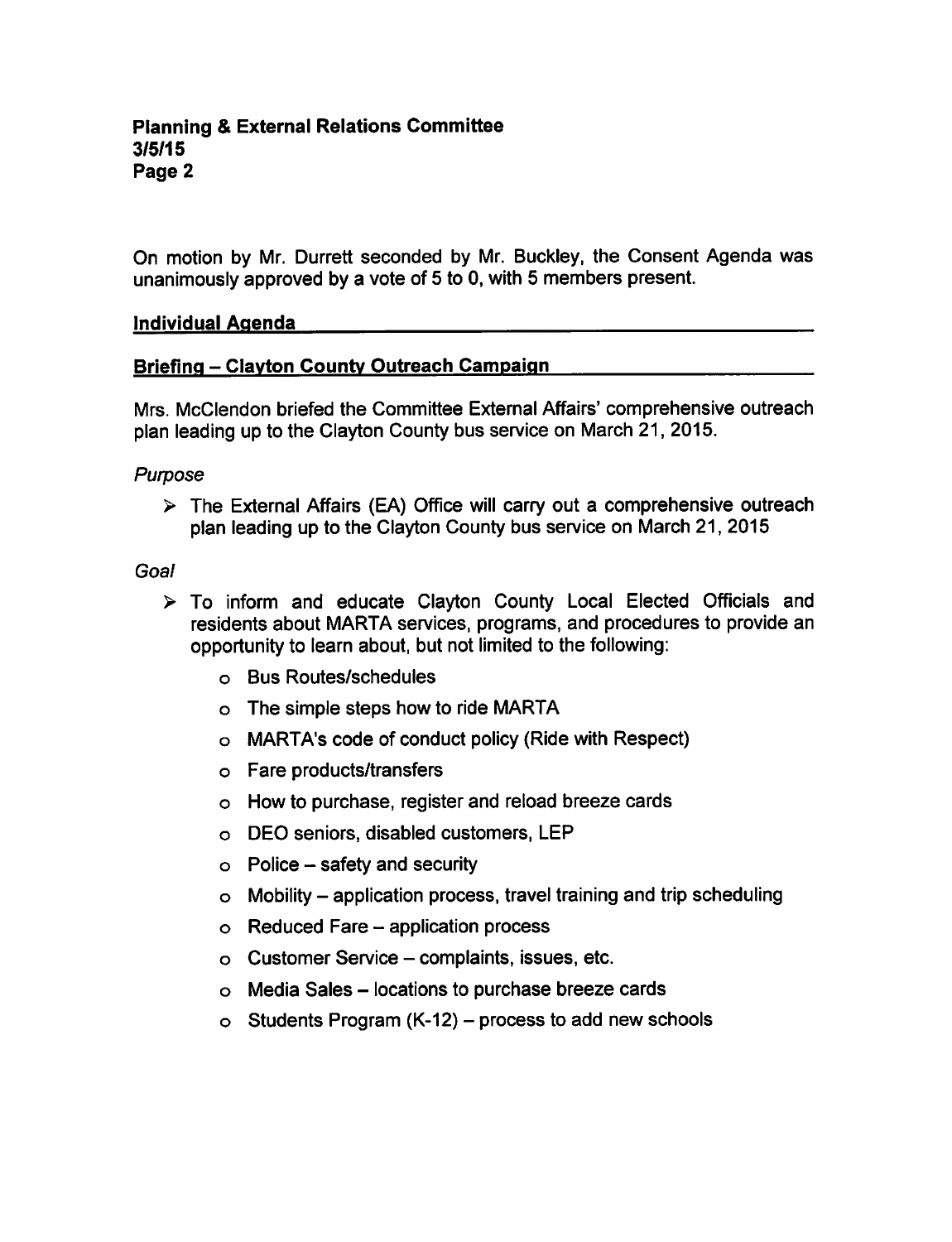On motion by Mr. Durrett seconded by Mr. Buckley, the Consent Agenda was unanimously approved by a vote of 5 to 0, with 5 members present.

## Individual Agenda

## Briefing – Clayton County Outreach Campaign

Mrs. McClendon briefed the Committee External Affairs' comprehensive outreach plan leading up to the Clayton County bus service on March 21, 2015.

*Purpose*

- The External Affairs (EA) Office will carry out a comprehensive outreach plan leading up to the Clayton County bus service on March 21, 2015

*Goal*

- To inform and educate Clayton County Local Elected Officials and residents about MARTA services, programs, and procedures to provide an opportunity to learn about, but not limited to the following:
  - Bus Routes/schedules
  - The simple steps how to ride MARTA
  - MARTA's code of conduct policy (Ride with Respect)
  - Fare products/transfers
  - How to purchase, register and reload breeze cards
  - DEO seniors, disabled customers, LEP
  - Police – safety and security
  - Mobility – application process, travel training and trip scheduling
  - Reduced Fare – application process
  - Customer Service – complaints, issues, etc.
  - Media Sales – locations to purchase breeze cards
  - Students Program (K-12) – process to add new schools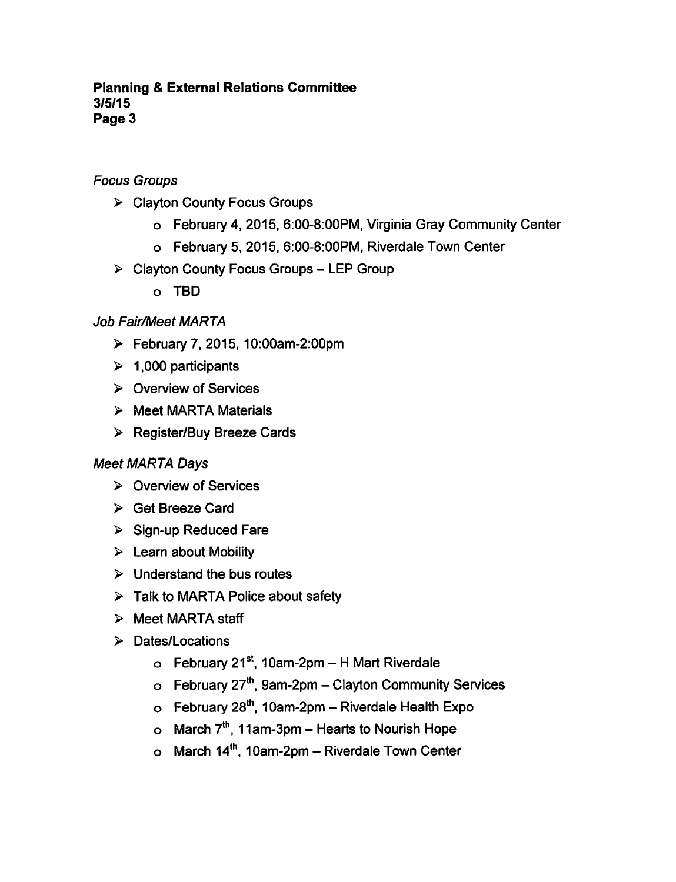*Focus Groups*

- Clayton County Focus Groups
  - February 4, 2015, 6:00-8:00PM, Virginia Gray Community Center
  - February 5, 2015, 6:00-8:00PM, Riverdale Town Center
- Clayton County Focus Groups – LEP Group
  - TBD

*Job Fair/Meet MARTA*

- February 7, 2015, 10:00am-2:00pm
- 1,000 participants
- Overview of Services
- Meet MARTA Materials
- Register/Buy Breeze Cards

*Meet MARTA Days*

- Overview of Services
- Get Breeze Card
- Sign-up Reduced Fare
- Learn about Mobility
- Understand the bus routes
- Talk to MARTA Police about safety
- Meet MARTA staff
- Dates/Locations
  - February 21st, 10am-2pm – H Mart Riverdale
  - February 27th, 9am-2pm – Clayton Community Services
  - February 28th, 10am-2pm – Riverdale Health Expo
  - March 7th, 11am-3pm – Hearts to Nourish Hope
  - March 14th, 10am-2pm – Riverdale Town Center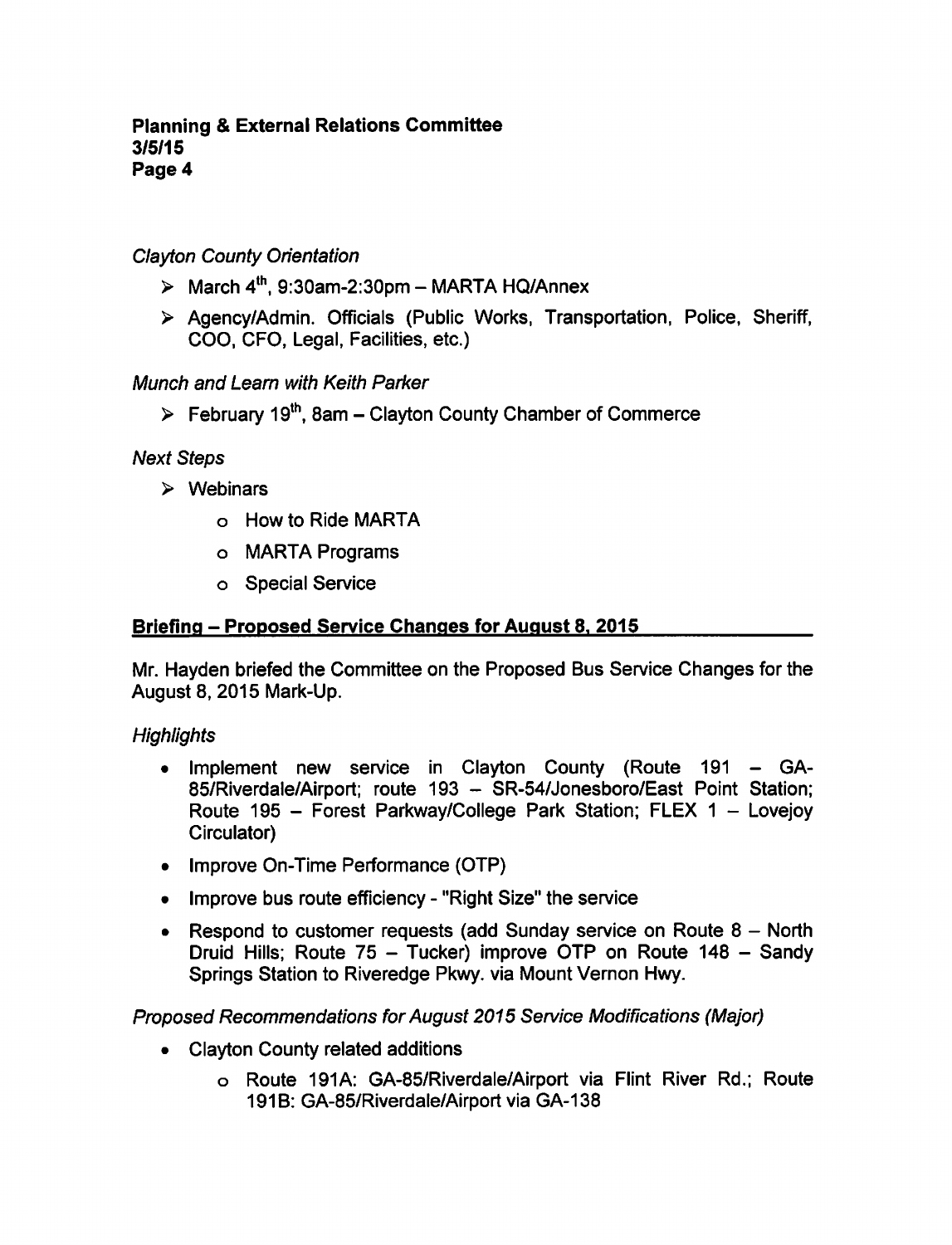*Clayton County Orientation*

- March 4th, 9:30am-2:30pm – MARTA HQ/Annex
- Agency/Admin. Officials (Public Works, Transportation, Police, Sheriff, COO, CFO, Legal, Facilities, etc.)

*Munch and Learn with Keith Parker*

- February 19th, 8am – Clayton County Chamber of Commerce

*Next Steps*

- Webinars
  - How to Ride MARTA
  - MARTA Programs
  - Special Service

**Briefing – Proposed Service Changes for August 8, 2015**

Mr. Hayden briefed the Committee on the Proposed Bus Service Changes for the August 8, 2015 Mark-Up.

*Highlights*

- Implement new service in Clayton County (Route 191 – GA-85/Riverdale/Airport; route 193 – SR-54/Jonesboro/East Point Station; Route 195 – Forest Parkway/College Park Station; FLEX 1 – Lovejoy Circulator)
- Improve On-Time Performance (OTP)
- Improve bus route efficiency - "Right Size" the service
- Respond to customer requests (add Sunday service on Route 8 – North Druid Hills; Route 75 – Tucker) improve OTP on Route 148 – Sandy Springs Station to Riveredge Pkwy. via Mount Vernon Hwy.

*Proposed Recommendations for August 2015 Service Modifications (Major)*

- Clayton County related additions
  - Route 191A: GA-85/Riverdale/Airport via Flint River Rd.; Route 191B: GA-85/Riverdale/Airport via GA-138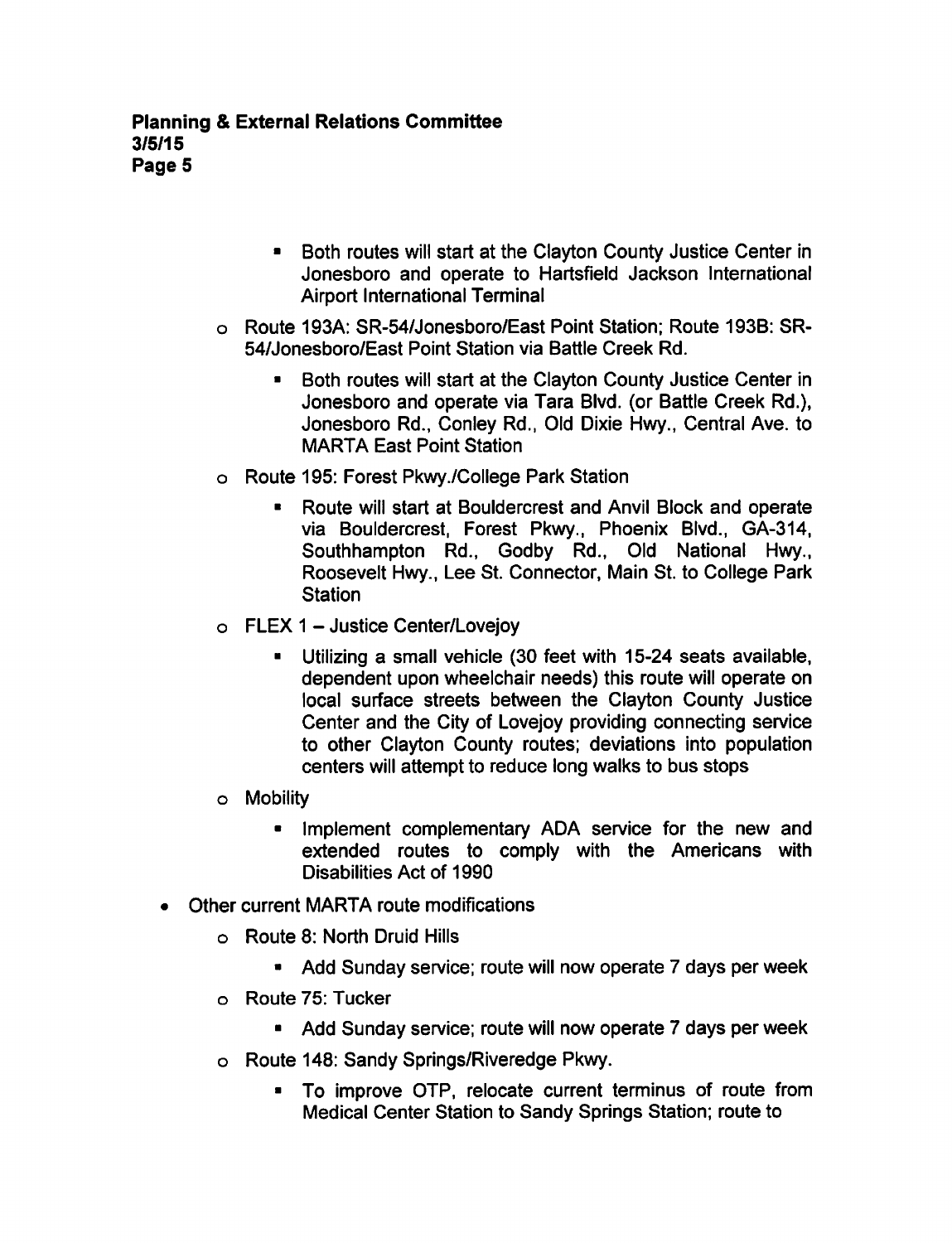- Both routes will start at the Clayton County Justice Center in Jonesboro and operate to Hartsfield Jackson International Airport International Terminal
  - Route 193A: SR-54/Jonesboro/East Point Station; Route 193B: SR-54/Jonesboro/East Point Station via Battle Creek Rd.
      - Both routes will start at the Clayton County Justice Center in Jonesboro and operate via Tara Blvd. (or Battle Creek Rd.), Jonesboro Rd., Conley Rd., Old Dixie Hwy., Central Ave. to MARTA East Point Station
  - Route 195: Forest Pkwy./College Park Station
      - Route will start at Bouldercrest and Anvil Block and operate via Bouldercrest, Forest Pkwy., Phoenix Blvd., GA-314, Southhampton Rd., Godby Rd., Old National Hwy., Roosevelt Hwy., Lee St. Connector, Main St. to College Park Station
  - FLEX 1 – Justice Center/Lovejoy
      - Utilizing a small vehicle (30 feet with 15-24 seats available, dependent upon wheelchair needs) this route will operate on local surface streets between the Clayton County Justice Center and the City of Lovejoy providing connecting service to other Clayton County routes; deviations into population centers will attempt to reduce long walks to bus stops
  - Mobility
      - Implement complementary ADA service for the new and extended routes to comply with the Americans with Disabilities Act of 1990
- Other current MARTA route modifications
  - Route 8: North Druid Hills
      - Add Sunday service; route will now operate 7 days per week
  - Route 75: Tucker
      - Add Sunday service; route will now operate 7 days per week
  - Route 148: Sandy Springs/Riveredge Pkwy.
      - To improve OTP, relocate current terminus of route from Medical Center Station to Sandy Springs Station; route to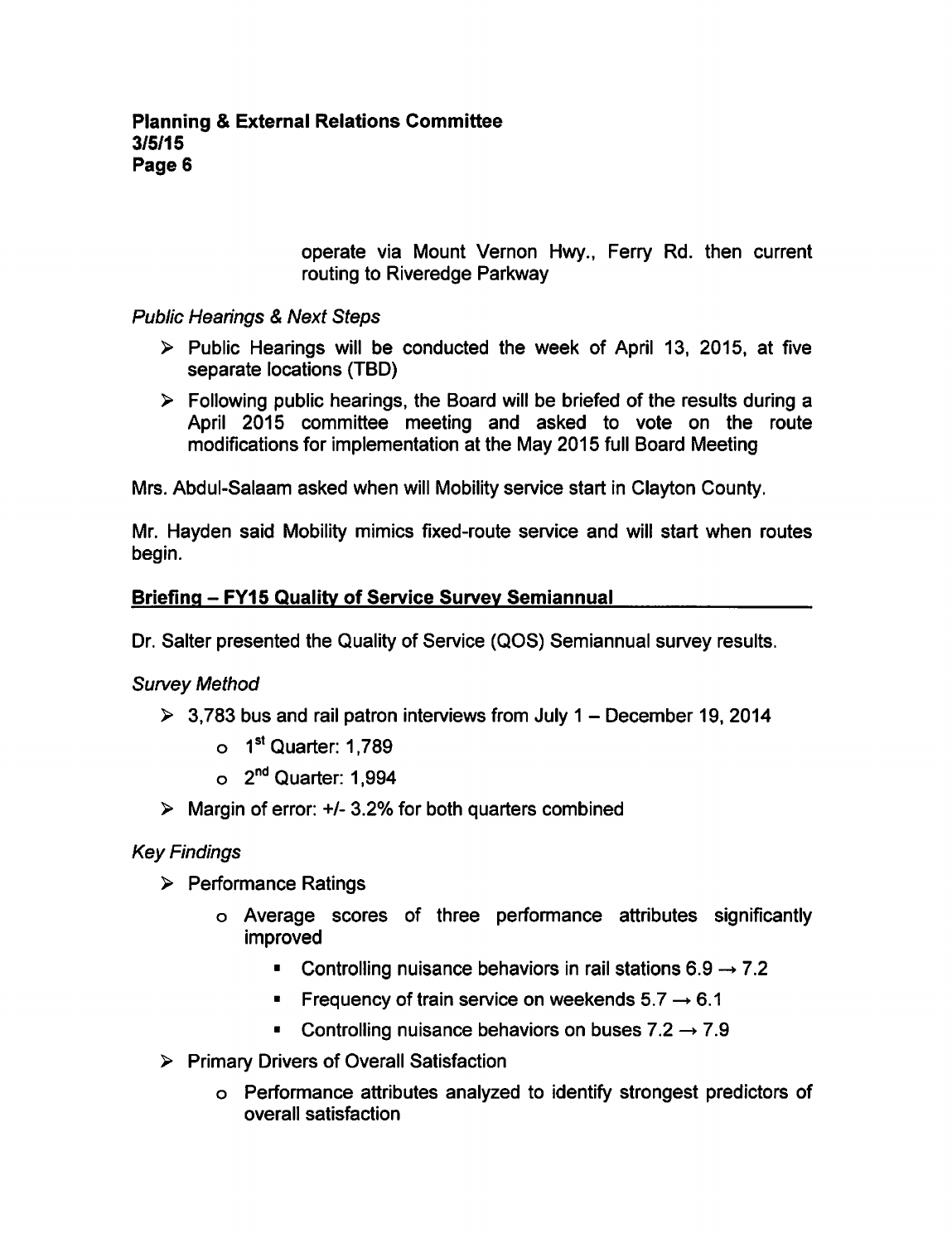operate via Mount Vernon Hwy., Ferry Rd. then current routing to Riveredge Parkway

*Public Hearings & Next Steps*

- Public Hearings will be conducted the week of April 13, 2015, at five separate locations (TBD)
- Following public hearings, the Board will be briefed of the results during a April 2015 committee meeting and asked to vote on the route modifications for implementation at the May 2015 full Board Meeting

Mrs. Abdul-Salaam asked when will Mobility service start in Clayton County.

Mr. Hayden said Mobility mimics fixed-route service and will start when routes begin.

**Briefing – FY15 Quality of Service Survey Semiannual**

Dr. Salter presented the Quality of Service (QOS) Semiannual survey results.

*Survey Method*

- 3,783 bus and rail patron interviews from July 1 – December 19, 2014
  - 1st Quarter: 1,789
  - 2nd Quarter: 1,994
- Margin of error: +/- 3.2% for both quarters combined

*Key Findings*

- Performance Ratings
  - Average scores of three performance attributes significantly improved
    - Controlling nuisance behaviors in rail stations 6.9 → 7.2
    - Frequency of train service on weekends 5.7 → 6.1
    - Controlling nuisance behaviors on buses 7.2 → 7.9
- Primary Drivers of Overall Satisfaction
  - Performance attributes analyzed to identify strongest predictors of overall satisfaction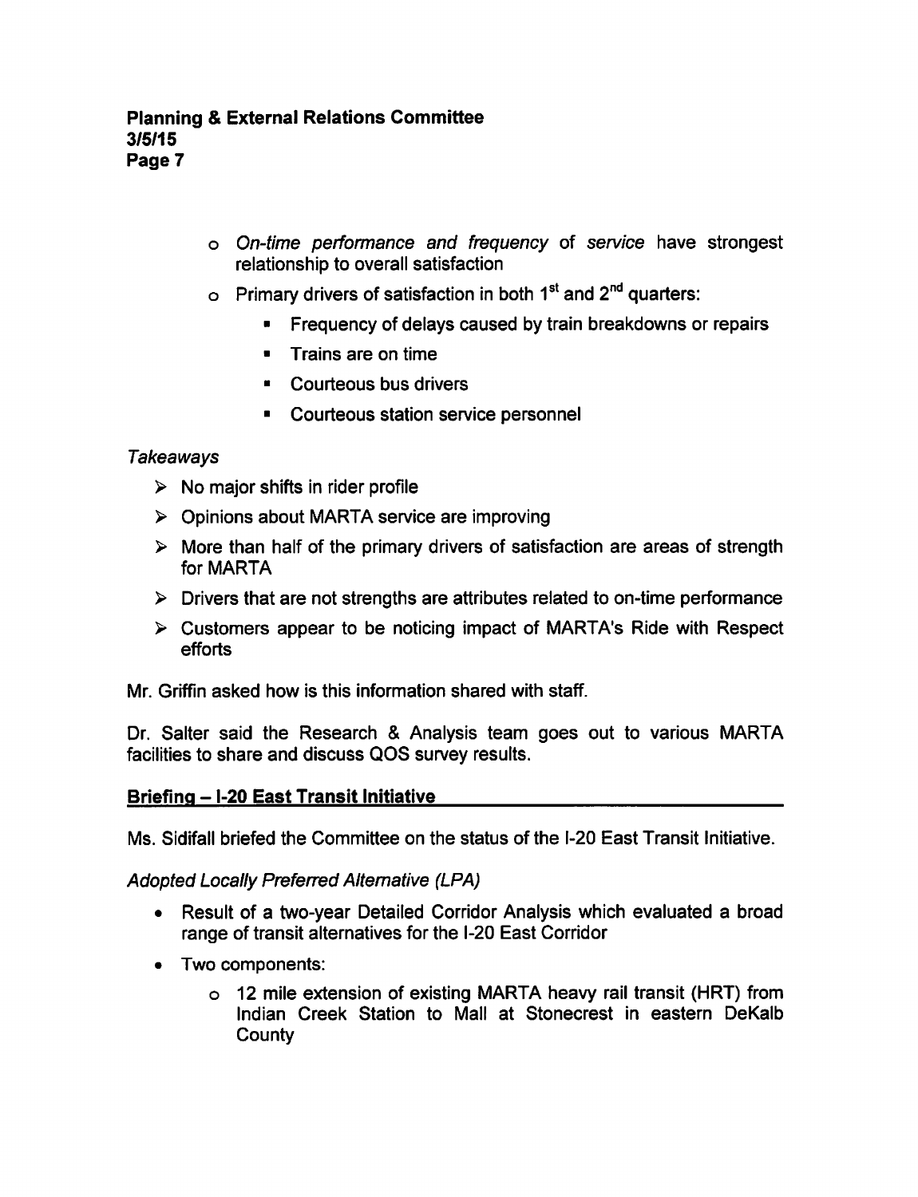- *On-time performance and frequency* of *service* have strongest relationship to overall satisfaction
- Primary drivers of satisfaction in both 1st and 2nd quarters:
  - Frequency of delays caused by train breakdowns or repairs
  - Trains are on time
  - Courteous bus drivers
  - Courteous station service personnel

*Takeaways*

- No major shifts in rider profile
- Opinions about MARTA service are improving
- More than half of the primary drivers of satisfaction are areas of strength for MARTA
- Drivers that are not strengths are attributes related to on-time performance
- Customers appear to be noticing impact of MARTA's Ride with Respect efforts

Mr. Griffin asked how is this information shared with staff.

Dr. Salter said the Research & Analysis team goes out to various MARTA facilities to share and discuss QOS survey results.

**Briefing – I-20 East Transit Initiative**

Ms. Sidifall briefed the Committee on the status of the I-20 East Transit Initiative.

*Adopted Locally Preferred Alternative (LPA)*

- Result of a two-year Detailed Corridor Analysis which evaluated a broad range of transit alternatives for the I-20 East Corridor
- Two components:
  - 12 mile extension of existing MARTA heavy rail transit (HRT) from Indian Creek Station to Mall at Stonecrest in eastern DeKalb County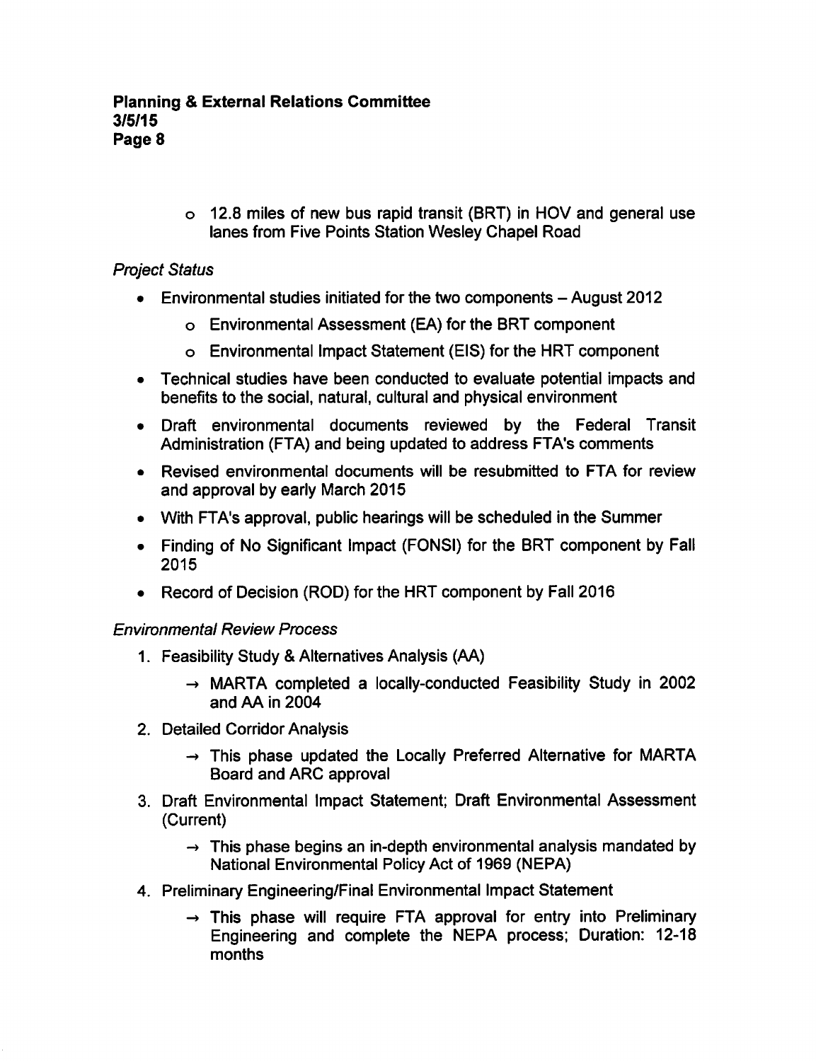- 12.8 miles of new bus rapid transit (BRT) in HOV and general use lanes from Five Points Station Wesley Chapel Road

*Project Status*

- Environmental studies initiated for the two components – August 2012
  - Environmental Assessment (EA) for the BRT component
  - Environmental Impact Statement (EIS) for the HRT component
- Technical studies have been conducted to evaluate potential impacts and benefits to the social, natural, cultural and physical environment
- Draft environmental documents reviewed by the Federal Transit Administration (FTA) and being updated to address FTA's comments
- Revised environmental documents will be resubmitted to FTA for review and approval by early March 2015
- With FTA's approval, public hearings will be scheduled in the Summer
- Finding of No Significant Impact (FONSI) for the BRT component by Fall 2015
- Record of Decision (ROD) for the HRT component by Fall 2016

*Environmental Review Process*

1. Feasibility Study & Alternatives Analysis (AA)
   - → MARTA completed a locally-conducted Feasibility Study in 2002 and AA in 2004
2. Detailed Corridor Analysis
   - → This phase updated the Locally Preferred Alternative for MARTA Board and ARC approval
3. Draft Environmental Impact Statement; Draft Environmental Assessment (Current)
   - → This phase begins an in-depth environmental analysis mandated by National Environmental Policy Act of 1969 (NEPA)
4. Preliminary Engineering/Final Environmental Impact Statement
   - → This phase will require FTA approval for entry into Preliminary Engineering and complete the NEPA process; Duration: 12-18 months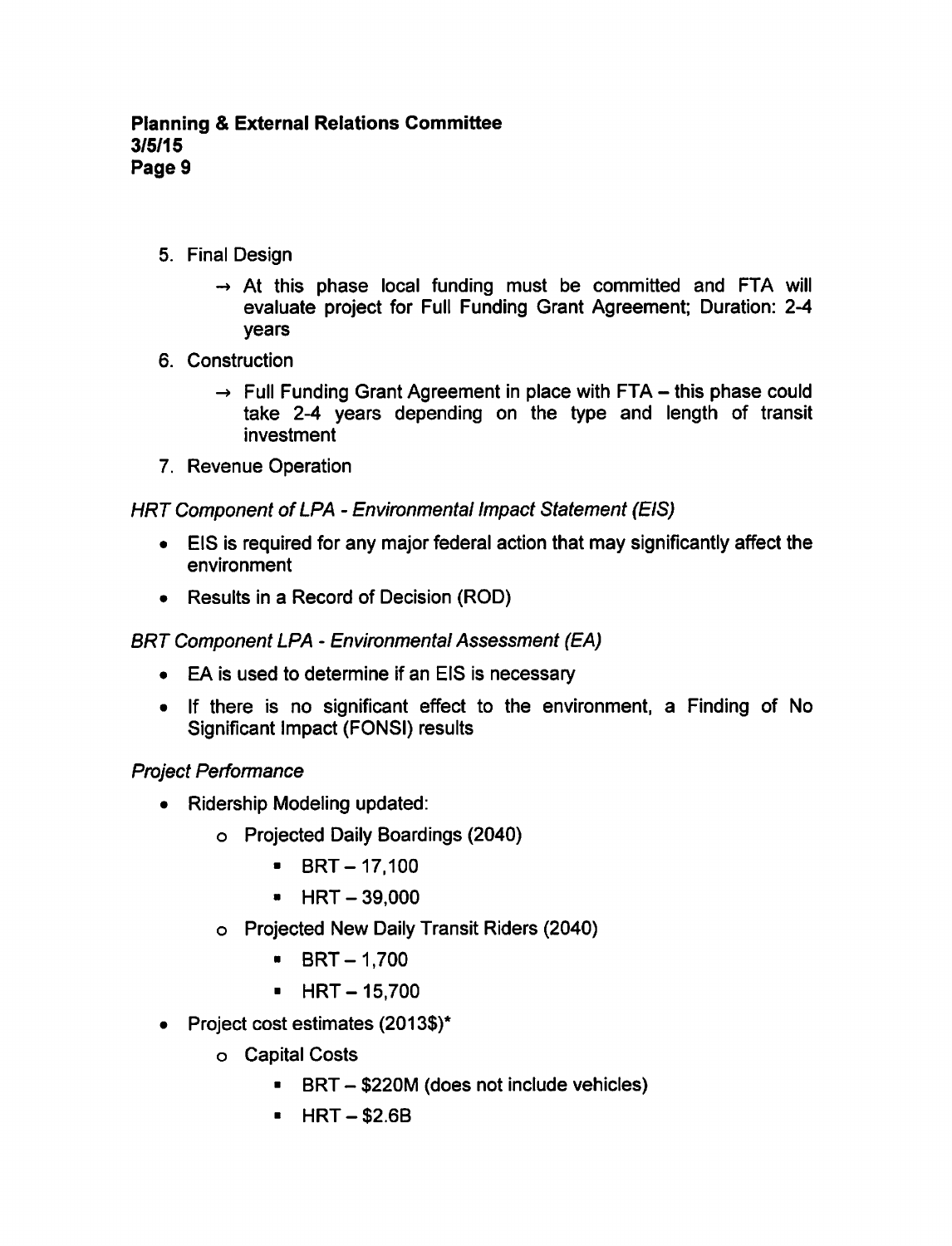5. Final Design

   → At this phase local funding must be committed and FTA will evaluate project for Full Funding Grant Agreement; Duration: 2-4 years

6. Construction

   → Full Funding Grant Agreement in place with FTA – this phase could take 2-4 years depending on the type and length of transit investment

7. Revenue Operation

*HRT Component of LPA - Environmental Impact Statement (EIS)*

- EIS is required for any major federal action that may significantly affect the environment
- Results in a Record of Decision (ROD)

*BRT Component LPA - Environmental Assessment (EA)*

- EA is used to determine if an EIS is necessary
- If there is no significant effect to the environment, a Finding of No Significant Impact (FONSI) results

*Project Performance*

- Ridership Modeling updated:
  - Projected Daily Boardings (2040)
    - BRT – 17,100
    - HRT – 39,000
  - Projected New Daily Transit Riders (2040)
    - BRT – 1,700
    - HRT – 15,700
- Project cost estimates (2013$)*
  - Capital Costs
    - BRT – $220M (does not include vehicles)
    - HRT – $2.6B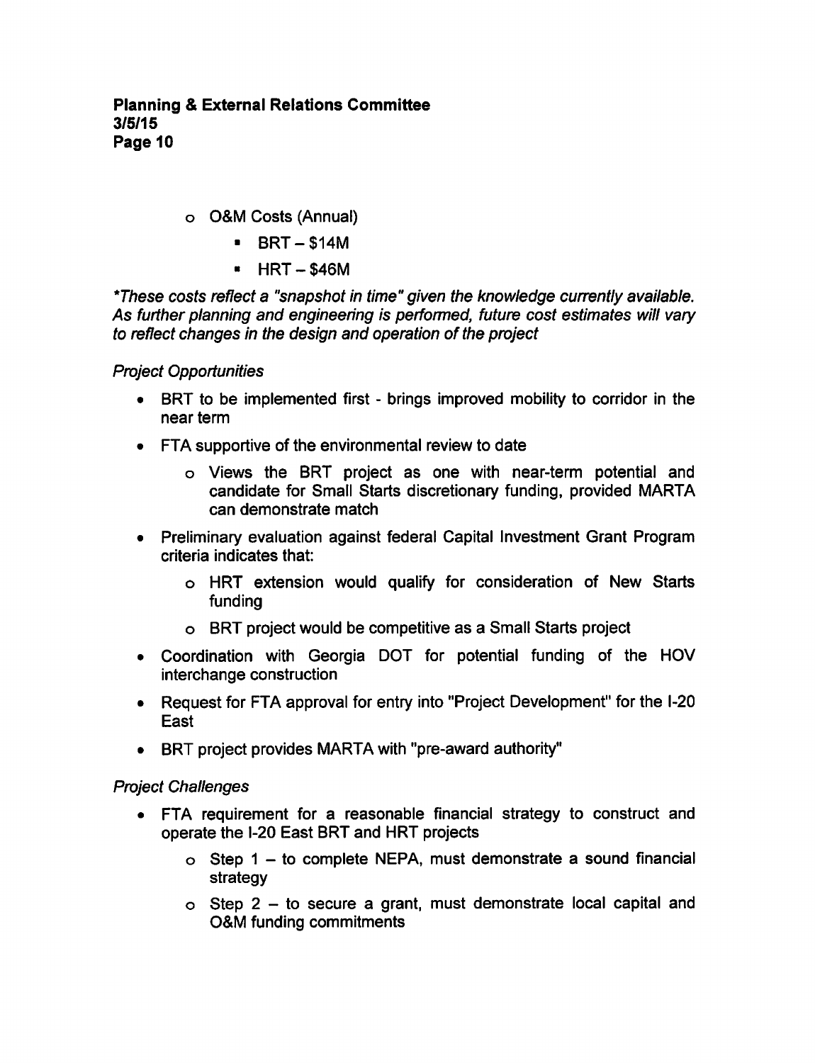- O&M Costs (Annual)
  - BRT – $14M
  - HRT – $46M

*\*These costs reflect a "snapshot in time" given the knowledge currently available. As further planning and engineering is performed, future cost estimates will vary to reflect changes in the design and operation of the project*

*Project Opportunities*

- BRT to be implemented first - brings improved mobility to corridor in the near term
- FTA supportive of the environmental review to date
  - Views the BRT project as one with near-term potential and candidate for Small Starts discretionary funding, provided MARTA can demonstrate match
- Preliminary evaluation against federal Capital Investment Grant Program criteria indicates that:
  - HRT extension would qualify for consideration of New Starts funding
  - BRT project would be competitive as a Small Starts project
- Coordination with Georgia DOT for potential funding of the HOV interchange construction
- Request for FTA approval for entry into "Project Development" for the I-20 East
- BRT project provides MARTA with "pre-award authority"

*Project Challenges*

- FTA requirement for a reasonable financial strategy to construct and operate the I-20 East BRT and HRT projects
  - Step 1 – to complete NEPA, must demonstrate a sound financial strategy
  - Step 2 – to secure a grant, must demonstrate local capital and O&M funding commitments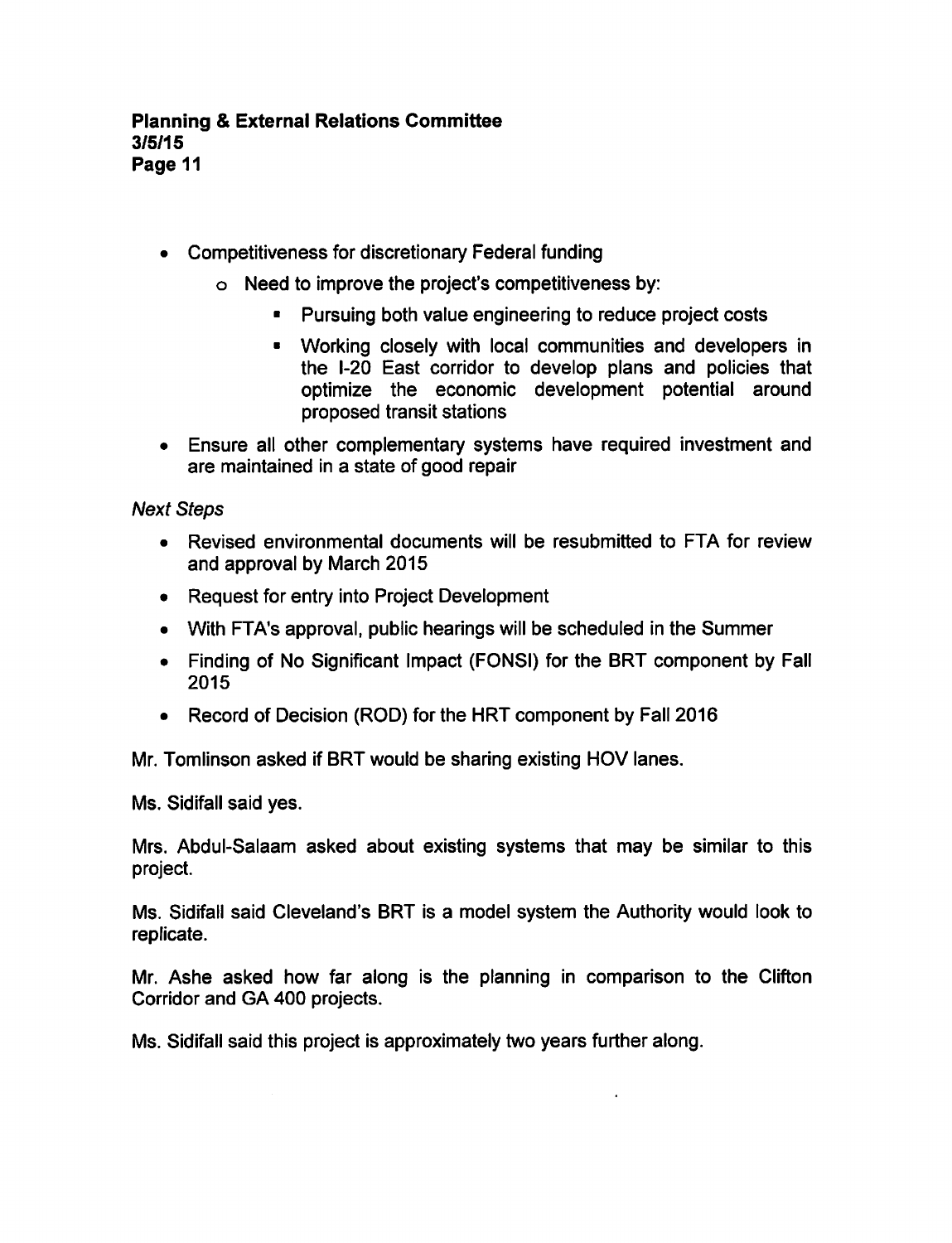- Competitiveness for discretionary Federal funding
    - Need to improve the project's competitiveness by:
        - Pursuing both value engineering to reduce project costs
        - Working closely with local communities and developers in the I-20 East corridor to develop plans and policies that optimize the economic development potential around proposed transit stations
- Ensure all other complementary systems have required investment and are maintained in a state of good repair

*Next Steps*

- Revised environmental documents will be resubmitted to FTA for review and approval by March 2015
- Request for entry into Project Development
- With FTA's approval, public hearings will be scheduled in the Summer
- Finding of No Significant Impact (FONSI) for the BRT component by Fall 2015
- Record of Decision (ROD) for the HRT component by Fall 2016

Mr. Tomlinson asked if BRT would be sharing existing HOV lanes.

Ms. Sidifall said yes.

Mrs. Abdul-Salaam asked about existing systems that may be similar to this project.

Ms. Sidifall said Cleveland's BRT is a model system the Authority would look to replicate.

Mr. Ashe asked how far along is the planning in comparison to the Clifton Corridor and GA 400 projects.

Ms. Sidifall said this project is approximately two years further along.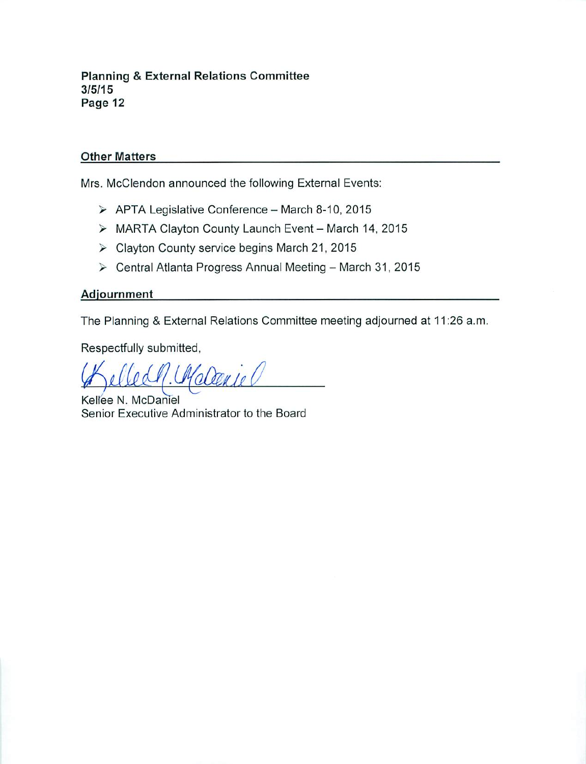## Other Matters

Mrs. McClendon announced the following External Events:

- APTA Legislative Conference – March 8-10, 2015
- MARTA Clayton County Launch Event – March 14, 2015
- Clayton County service begins March 21, 2015
- Central Atlanta Progress Annual Meeting – March 31, 2015

## Adjournment

The Planning & External Relations Committee meeting adjourned at 11:26 a.m.

Respectfully submitted,

Kellee N. McDaniel
Senior Executive Administrator to the Board